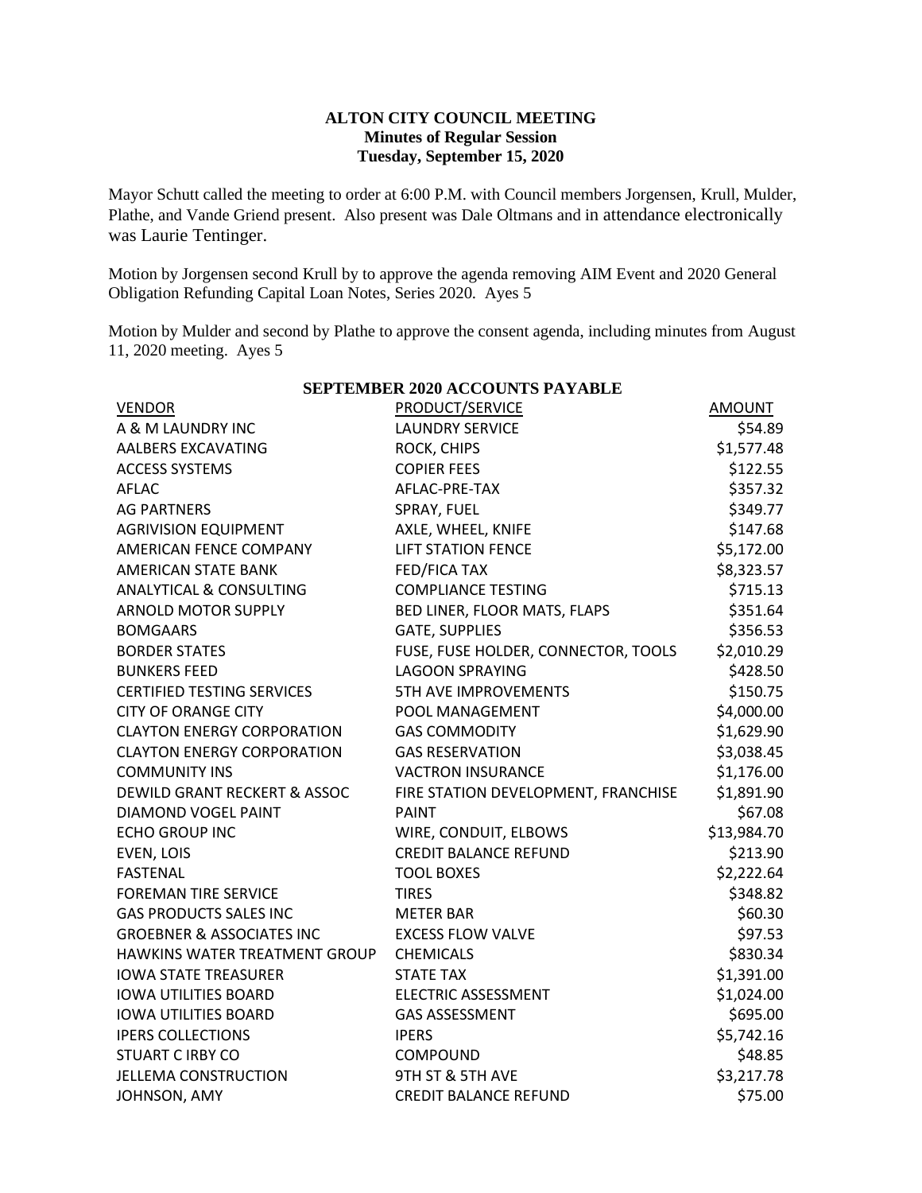**ALTON CITY COUNCIL MEETING**
**Minutes of Regular Session**
**Tuesday, September 15, 2020**

Mayor Schutt called the meeting to order at 6:00 P.M. with Council members Jorgensen, Krull, Mulder, Plathe, and Vande Griend present. Also present was Dale Oltmans and in attendance electronically was Laurie Tentinger.

Motion by Jorgensen second Krull by to approve the agenda removing AIM Event and 2020 General Obligation Refunding Capital Loan Notes, Series 2020. Ayes 5

Motion by Mulder and second by Plathe to approve the consent agenda, including minutes from August 11, 2020 meeting. Ayes 5

**SEPTEMBER 2020 ACCOUNTS PAYABLE**

| VENDOR | PRODUCT/SERVICE | AMOUNT |
|---|---|---|
| A & M LAUNDRY INC | LAUNDRY SERVICE | $54.89 |
| AALBERS EXCAVATING | ROCK, CHIPS | $1,577.48 |
| ACCESS SYSTEMS | COPIER FEES | $122.55 |
| AFLAC | AFLAC-PRE-TAX | $357.32 |
| AG PARTNERS | SPRAY, FUEL | $349.77 |
| AGRIVISION EQUIPMENT | AXLE, WHEEL, KNIFE | $147.68 |
| AMERICAN FENCE COMPANY | LIFT STATION FENCE | $5,172.00 |
| AMERICAN STATE BANK | FED/FICA TAX | $8,323.57 |
| ANALYTICAL & CONSULTING | COMPLIANCE TESTING | $715.13 |
| ARNOLD MOTOR SUPPLY | BED LINER, FLOOR MATS, FLAPS | $351.64 |
| BOMGAARS | GATE, SUPPLIES | $356.53 |
| BORDER STATES | FUSE, FUSE HOLDER, CONNECTOR, TOOLS | $2,010.29 |
| BUNKERS FEED | LAGOON SPRAYING | $428.50 |
| CERTIFIED TESTING SERVICES | 5TH AVE IMPROVEMENTS | $150.75 |
| CITY OF ORANGE CITY | POOL MANAGEMENT | $4,000.00 |
| CLAYTON ENERGY CORPORATION | GAS COMMODITY | $1,629.90 |
| CLAYTON ENERGY CORPORATION | GAS RESERVATION | $3,038.45 |
| COMMUNITY INS | VACTRON INSURANCE | $1,176.00 |
| DEWILD GRANT RECKERT & ASSOC | FIRE STATION DEVELOPMENT, FRANCHISE | $1,891.90 |
| DIAMOND VOGEL PAINT | PAINT | $67.08 |
| ECHO GROUP INC | WIRE, CONDUIT, ELBOWS | $13,984.70 |
| EVEN, LOIS | CREDIT BALANCE REFUND | $213.90 |
| FASTENAL | TOOL BOXES | $2,222.64 |
| FOREMAN TIRE SERVICE | TIRES | $348.82 |
| GAS PRODUCTS SALES INC | METER BAR | $60.30 |
| GROEBNER & ASSOCIATES INC | EXCESS FLOW VALVE | $97.53 |
| HAWKINS WATER TREATMENT GROUP | CHEMICALS | $830.34 |
| IOWA STATE TREASURER | STATE TAX | $1,391.00 |
| IOWA UTILITIES BOARD | ELECTRIC ASSESSMENT | $1,024.00 |
| IOWA UTILITIES BOARD | GAS ASSESSMENT | $695.00 |
| IPERS COLLECTIONS | IPERS | $5,742.16 |
| STUART C IRBY CO | COMPOUND | $48.85 |
| JELLEMA CONSTRUCTION | 9TH ST & 5TH AVE | $3,217.78 |
| JOHNSON, AMY | CREDIT BALANCE REFUND | $75.00 |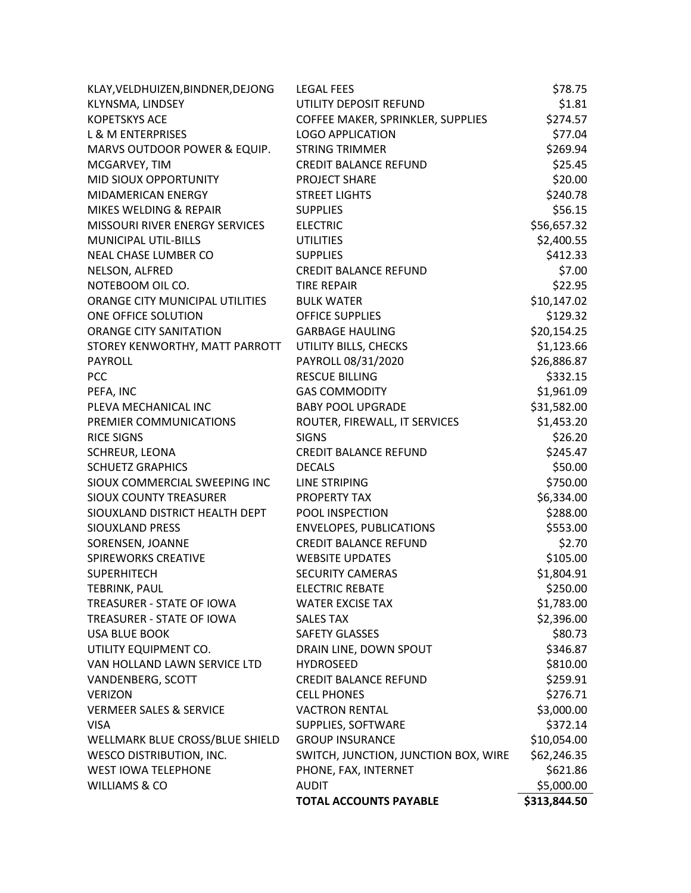| | | |
|---|---|---|
| KLAY,VELDHUIZEN,BINDNER,DEJONG | LEGAL FEES | $78.75 |
| KLYNSMA, LINDSEY | UTILITY DEPOSIT REFUND | $1.81 |
| KOPETSKYS ACE | COFFEE MAKER, SPRINKLER, SUPPLIES | $274.57 |
| L & M ENTERPRISES | LOGO APPLICATION | $77.04 |
| MARVS OUTDOOR POWER & EQUIP. | STRING TRIMMER | $269.94 |
| MCGARVEY, TIM | CREDIT BALANCE REFUND | $25.45 |
| MID SIOUX OPPORTUNITY | PROJECT SHARE | $20.00 |
| MIDAMERICAN ENERGY | STREET LIGHTS | $240.78 |
| MIKES WELDING & REPAIR | SUPPLIES | $56.15 |
| MISSOURI RIVER ENERGY SERVICES | ELECTRIC | $56,657.32 |
| MUNICIPAL UTIL-BILLS | UTILITIES | $2,400.55 |
| NEAL CHASE LUMBER CO | SUPPLIES | $412.33 |
| NELSON, ALFRED | CREDIT BALANCE REFUND | $7.00 |
| NOTEBOOM OIL CO. | TIRE REPAIR | $22.95 |
| ORANGE CITY MUNICIPAL UTILITIES | BULK WATER | $10,147.02 |
| ONE OFFICE SOLUTION | OFFICE SUPPLIES | $129.32 |
| ORANGE CITY SANITATION | GARBAGE HAULING | $20,154.25 |
| STOREY KENWORTHY, MATT PARROTT | UTILITY BILLS, CHECKS | $1,123.66 |
| PAYROLL | PAYROLL 08/31/2020 | $26,886.87 |
| PCC | RESCUE BILLING | $332.15 |
| PEFA, INC | GAS COMMODITY | $1,961.09 |
| PLEVA MECHANICAL INC | BABY POOL UPGRADE | $31,582.00 |
| PREMIER COMMUNICATIONS | ROUTER, FIREWALL, IT SERVICES | $1,453.20 |
| RICE SIGNS | SIGNS | $26.20 |
| SCHREUR, LEONA | CREDIT BALANCE REFUND | $245.47 |
| SCHUETZ GRAPHICS | DECALS | $50.00 |
| SIOUX COMMERCIAL SWEEPING INC | LINE STRIPING | $750.00 |
| SIOUX COUNTY TREASURER | PROPERTY TAX | $6,334.00 |
| SIOUXLAND DISTRICT HEALTH DEPT | POOL INSPECTION | $288.00 |
| SIOUXLAND PRESS | ENVELOPES, PUBLICATIONS | $553.00 |
| SORENSEN, JOANNE | CREDIT BALANCE REFUND | $2.70 |
| SPIREWORKS CREATIVE | WEBSITE UPDATES | $105.00 |
| SUPERHITECH | SECURITY CAMERAS | $1,804.91 |
| TEBRINK, PAUL | ELECTRIC REBATE | $250.00 |
| TREASURER - STATE OF IOWA | WATER EXCISE TAX | $1,783.00 |
| TREASURER - STATE OF IOWA | SALES TAX | $2,396.00 |
| USA BLUE BOOK | SAFETY GLASSES | $80.73 |
| UTILITY EQUIPMENT CO. | DRAIN LINE, DOWN SPOUT | $346.87 |
| VAN HOLLAND LAWN SERVICE LTD | HYDROSEED | $810.00 |
| VANDENBERG, SCOTT | CREDIT BALANCE REFUND | $259.91 |
| VERIZON | CELL PHONES | $276.71 |
| VERMEER SALES & SERVICE | VACTRON RENTAL | $3,000.00 |
| VISA | SUPPLIES, SOFTWARE | $372.14 |
| WELLMARK BLUE CROSS/BLUE SHIELD | GROUP INSURANCE | $10,054.00 |
| WESCO DISTRIBUTION, INC. | SWITCH, JUNCTION, JUNCTION BOX, WIRE | $62,246.35 |
| WEST IOWA TELEPHONE | PHONE, FAX, INTERNET | $621.86 |
| WILLIAMS & CO | AUDIT | $5,000.00 |
| | **TOTAL ACCOUNTS PAYABLE** | **$313,844.50** |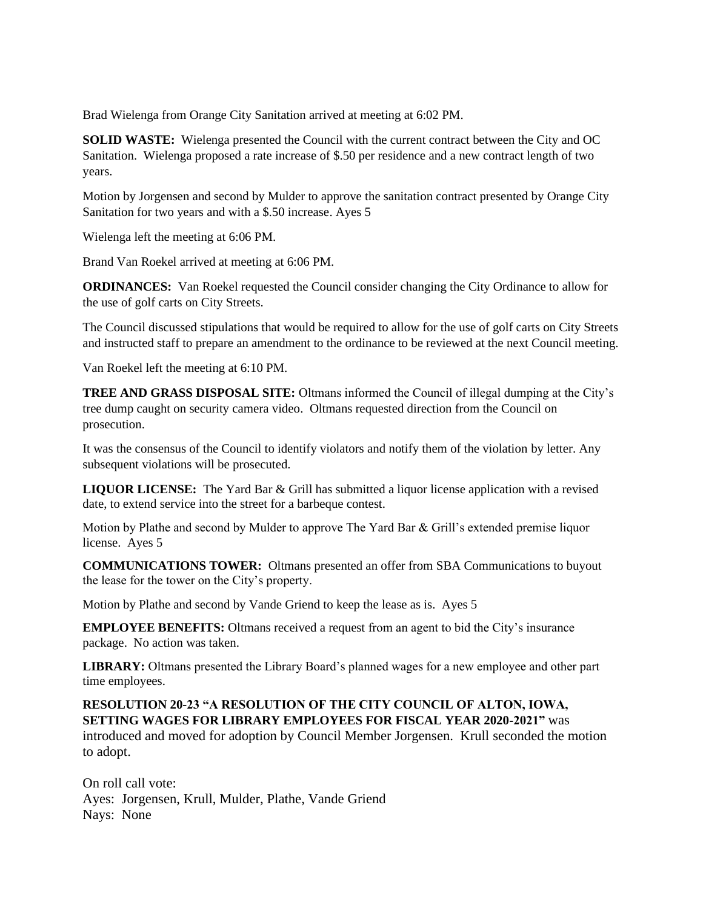Brad Wielenga from Orange City Sanitation arrived at meeting at 6:02 PM.

**SOLID WASTE:** Wielenga presented the Council with the current contract between the City and OC Sanitation. Wielenga proposed a rate increase of $.50 per residence and a new contract length of two years.

Motion by Jorgensen and second by Mulder to approve the sanitation contract presented by Orange City Sanitation for two years and with a $.50 increase. Ayes 5

Wielenga left the meeting at 6:06 PM.

Brand Van Roekel arrived at meeting at 6:06 PM.

**ORDINANCES:** Van Roekel requested the Council consider changing the City Ordinance to allow for the use of golf carts on City Streets.

The Council discussed stipulations that would be required to allow for the use of golf carts on City Streets and instructed staff to prepare an amendment to the ordinance to be reviewed at the next Council meeting.

Van Roekel left the meeting at 6:10 PM.

**TREE AND GRASS DISPOSAL SITE:** Oltmans informed the Council of illegal dumping at the City's tree dump caught on security camera video. Oltmans requested direction from the Council on prosecution.

It was the consensus of the Council to identify violators and notify them of the violation by letter. Any subsequent violations will be prosecuted.

**LIQUOR LICENSE:** The Yard Bar & Grill has submitted a liquor license application with a revised date, to extend service into the street for a barbeque contest.

Motion by Plathe and second by Mulder to approve The Yard Bar & Grill's extended premise liquor license. Ayes 5

**COMMUNICATIONS TOWER:** Oltmans presented an offer from SBA Communications to buyout the lease for the tower on the City's property.

Motion by Plathe and second by Vande Griend to keep the lease as is. Ayes 5

**EMPLOYEE BENEFITS:** Oltmans received a request from an agent to bid the City's insurance package. No action was taken.

**LIBRARY:** Oltmans presented the Library Board's planned wages for a new employee and other part time employees.

**RESOLUTION 20-23 "A RESOLUTION OF THE CITY COUNCIL OF ALTON, IOWA, SETTING WAGES FOR LIBRARY EMPLOYEES FOR FISCAL YEAR 2020-2021"** was introduced and moved for adoption by Council Member Jorgensen. Krull seconded the motion to adopt.

On roll call vote:
Ayes: Jorgensen, Krull, Mulder, Plathe, Vande Griend
Nays: None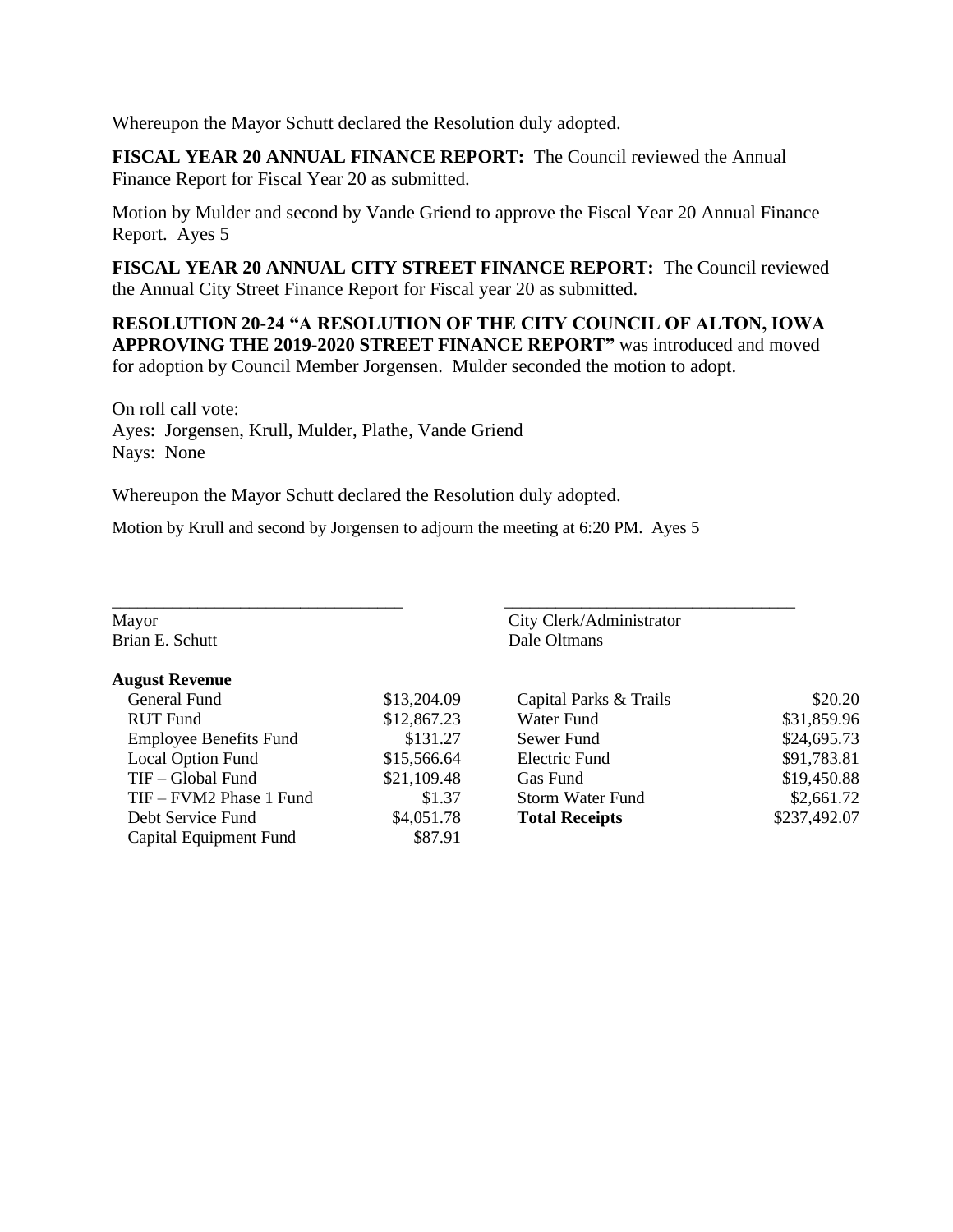Whereupon the Mayor Schutt declared the Resolution duly adopted.

**FISCAL YEAR 20 ANNUAL FINANCE REPORT:** The Council reviewed the Annual Finance Report for Fiscal Year 20 as submitted.

Motion by Mulder and second by Vande Griend to approve the Fiscal Year 20 Annual Finance Report. Ayes 5

**FISCAL YEAR 20 ANNUAL CITY STREET FINANCE REPORT:** The Council reviewed the Annual City Street Finance Report for Fiscal year 20 as submitted.

**RESOLUTION 20-24 "A RESOLUTION OF THE CITY COUNCIL OF ALTON, IOWA APPROVING THE 2019-2020 STREET FINANCE REPORT"** was introduced and moved for adoption by Council Member Jorgensen. Mulder seconded the motion to adopt.

On roll call vote:
Ayes: Jorgensen, Krull, Mulder, Plathe, Vande Griend
Nays: None

Whereupon the Mayor Schutt declared the Resolution duly adopted.

Motion by Krull and second by Jorgensen to adjourn the meeting at 6:20 PM. Ayes 5

_________________________________ _________________________________

Mayor
Brian E. Schutt

City Clerk/Administrator
Dale Oltmans

**August Revenue**

| | | | |
|---|---|---|---|
| General Fund | $13,204.09 | Capital Parks & Trails | $20.20 |
| RUT Fund | $12,867.23 | Water Fund | $31,859.96 |
| Employee Benefits Fund | $131.27 | Sewer Fund | $24,695.73 |
| Local Option Fund | $15,566.64 | Electric Fund | $91,783.81 |
| TIF – Global Fund | $21,109.48 | Gas Fund | $19,450.88 |
| TIF – FVM2 Phase 1 Fund | $1.37 | Storm Water Fund | $2,661.72 |
| Debt Service Fund | $4,051.78 | **Total Receipts** | $237,492.07 |
| Capital Equipment Fund | $87.91 | | |